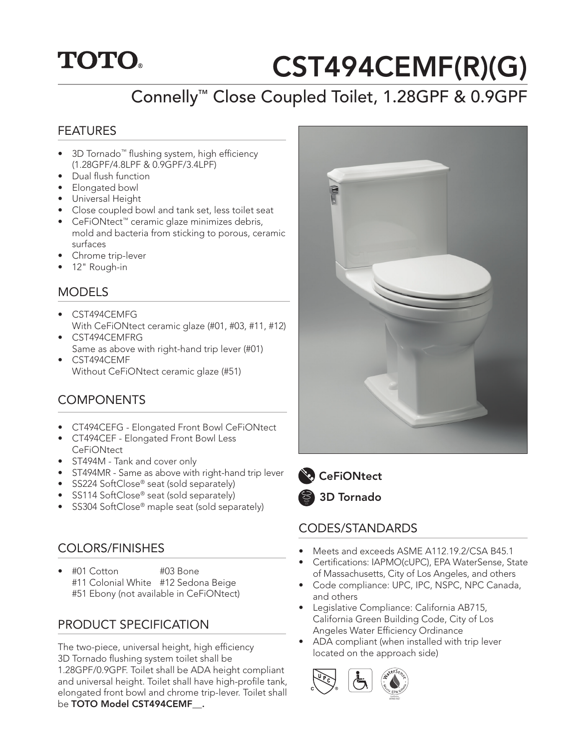TOTO®

# CST494CEMF(R)(G)

## Connelly™ Close Coupled Toilet, 1.28GPF & 0.9GPF

### FEATURES

- 3D Tornado™ flushing system, high efficiency (1.28GPF/4.8LPF & 0.9GPF/3.4LPF)
- Dual flush function
- Elongated bowl
- Universal Height
- Close coupled bowl and tank set, less toilet seat
- CeFiONtect™ ceramic glaze minimizes debris, mold and bacteria from sticking to porous, ceramic surfaces
- Chrome trip-lever
- 12" Rough-in

### MODELS

- CST494CEMFG
  With CeFiONtect ceramic glaze (#01, #03, #11, #12)
- CST494CEMFRG
  Same as above with right-hand trip lever (#01)
- CST494CEMF
  Without CeFiONtect ceramic glaze (#51)

### COMPONENTS

- CT494CEFG - Elongated Front Bowl CeFiONtect
- CT494CEF - Elongated Front Bowl Less CeFiONtect
- ST494M - Tank and cover only
- ST494MR - Same as above with right-hand trip lever
- SS224 SoftClose® seat (sold separately)
- SS114 SoftClose® seat (sold separately)
- SS304 SoftClose® maple seat (sold separately)

### COLORS/FINISHES

- #01 Cotton #03 Bone
  #11 Colonial White #12 Sedona Beige
  #51 Ebony (not available in CeFiONtect)

### PRODUCT SPECIFICATION

The two-piece, universal height, high efficiency 3D Tornado flushing system toilet shall be 1.28GPF/0.9GPF. Toilet shall be ADA height compliant and universal height. Toilet shall have high-profile tank, elongated front bowl and chrome trip-lever. Toilet shall be **TOTO Model CST494CEMF__.**

CeFiONtect

3D Tornado

### CODES/STANDARDS

- Meets and exceeds ASME A112.19.2/CSA B45.1
- Certifications: IAPMO(cUPC), EPA WaterSense, State of Massachusetts, City of Los Angeles, and others
- Code compliance: UPC, IPC, NSPC, NPC Canada, and others
- Legislative Compliance: California AB715, California Green Building Code, City of Los Angeles Water Efficiency Ordinance
- ADA compliant (when installed with trip lever located on the approach side)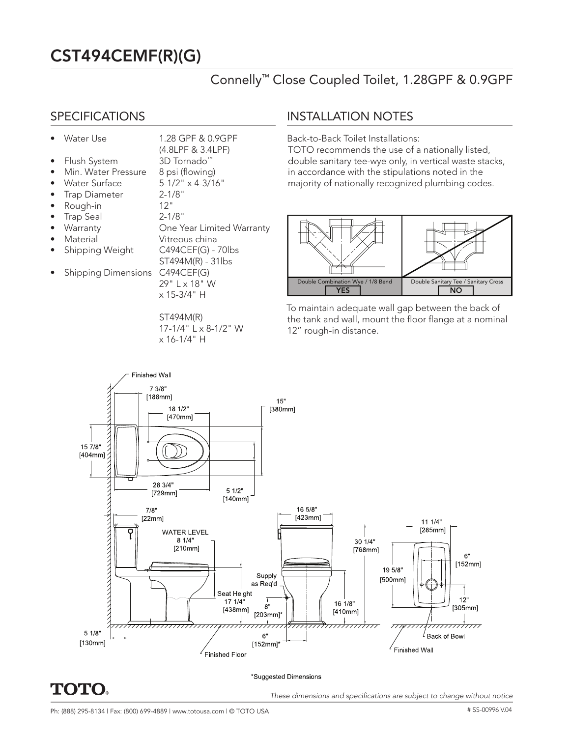# CST494CEMF(R)(G)

## Connelly™ Close Coupled Toilet, 1.28GPF & 0.9GPF

## SPECIFICATIONS

- Water Use: 1.28 GPF & 0.9GPF (4.8LPF & 3.4LPF)
- Flush System: 3D Tornado™
- Min. Water Pressure: 8 psi (flowing)
- Water Surface: 5-1/2" x 4-3/16"
- Trap Diameter: 2-1/8"
- Rough-in: 12"
- Trap Seal: 2-1/8"
- Warranty: One Year Limited Warranty
- Material: Vitreous china
- Shipping Weight: C494CEF(G) - 70lbs; ST494M(R) - 31lbs
- Shipping Dimensions: C494CEF(G) 29" L x 18" W x 15-3/4" H; ST494M(R) 17-1/4" L x 8-1/2" W x 16-1/4" H

## INSTALLATION NOTES

Back-to-Back Toilet Installations:
TOTO recommends the use of a nationally listed, double sanitary tee-wye only, in vertical waste stacks, in accordance with the stipulations noted in the majority of nationally recognized plumbing codes.

Double Combination Wye / 1/8 Bend
YES

Double Sanitary Tee / Sanitary Cross
NO

To maintain adequate wall gap between the back of the tank and wall, mount the floor flange at a nominal 12" rough-in distance.

Finished Wall
7 3/8" [188mm]
18 1/2" [470mm]
15" [380mm]
15 7/8" [404mm]
28 3/4" [729mm]
5 1/2" [140mm]
7/8" [22mm]
WATER LEVEL
8 1/4" [210mm]
16 5/8" [423mm]
30 1/4" [768mm]
11 1/4" [285mm]
6" [152mm]
19 5/8" [500mm]
Supply as Req'd
Seat Height 17 1/4" [438mm]
8" [203mm]*
16 1/8" [410mm]
12" [305mm]
5 1/8" [130mm]
6" [152mm]*
Back of Bowl
Finished Floor
Finished Wall

*Suggested Dimensions

TOTO®

*These dimensions and specifications are subject to change without notice*

Ph: (888) 295-8134 | Fax: (800) 699-4889 | www.totousa.com | © TOTO USA

# SS-00996 V.04